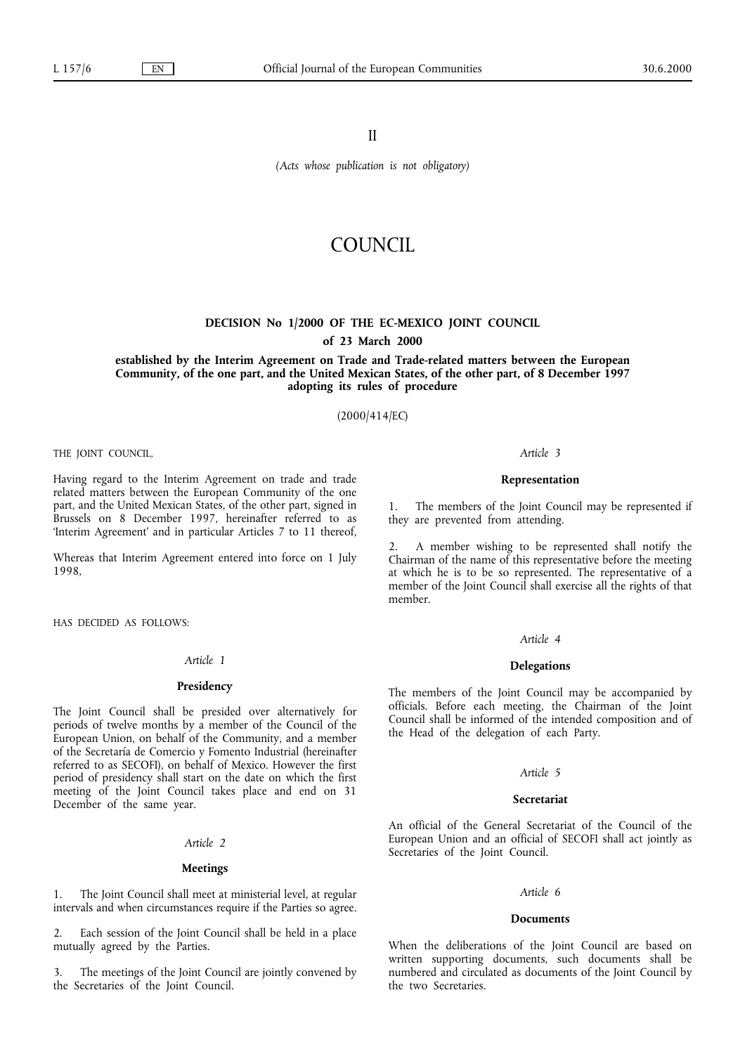II

*(Acts whose publication is not obligatory)*

# COUNCIL

## DECISION No 1/2000 OF THE EC-MEXICO JOINT COUNCIL

### of 23 March 2000

### established by the Interim Agreement on Trade and Trade-related matters between the European Community, of the one part, and the United Mexican States, of the other part, of 8 December 1997 adopting its rules of procedure

(2000/414/EC)

THE JOINT COUNCIL,

Having regard to the Interim Agreement on trade and trade related matters between the European Community of the one part, and the United Mexican States, of the other part, signed in Brussels on 8 December 1997, hereinafter referred to as 'Interim Agreement' and in particular Articles 7 to 11 thereof,

Whereas that Interim Agreement entered into force on 1 July 1998,

HAS DECIDED AS FOLLOWS:

*Article 1*

**Presidency**

The Joint Council shall be presided over alternatively for periods of twelve months by a member of the Council of the European Union, on behalf of the Community, and a member of the Secretaría de Comercio y Fomento Industrial (hereinafter referred to as SECOFI), on behalf of Mexico. However the first period of presidency shall start on the date on which the first meeting of the Joint Council takes place and end on 31 December of the same year.

*Article 2*

**Meetings**

1. The Joint Council shall meet at ministerial level, at regular intervals and when circumstances require if the Parties so agree.

2. Each session of the Joint Council shall be held in a place mutually agreed by the Parties.

3. The meetings of the Joint Council are jointly convened by the Secretaries of the Joint Council.

*Article 3*

**Representation**

1. The members of the Joint Council may be represented if they are prevented from attending.

2. A member wishing to be represented shall notify the Chairman of the name of this representative before the meeting at which he is to be so represented. The representative of a member of the Joint Council shall exercise all the rights of that member.

*Article 4*

**Delegations**

The members of the Joint Council may be accompanied by officials. Before each meeting, the Chairman of the Joint Council shall be informed of the intended composition and of the Head of the delegation of each Party.

*Article 5*

**Secretariat**

An official of the General Secretariat of the Council of the European Union and an official of SECOFI shall act jointly as Secretaries of the Joint Council.

*Article 6*

**Documents**

When the deliberations of the Joint Council are based on written supporting documents, such documents shall be numbered and circulated as documents of the Joint Council by the two Secretaries.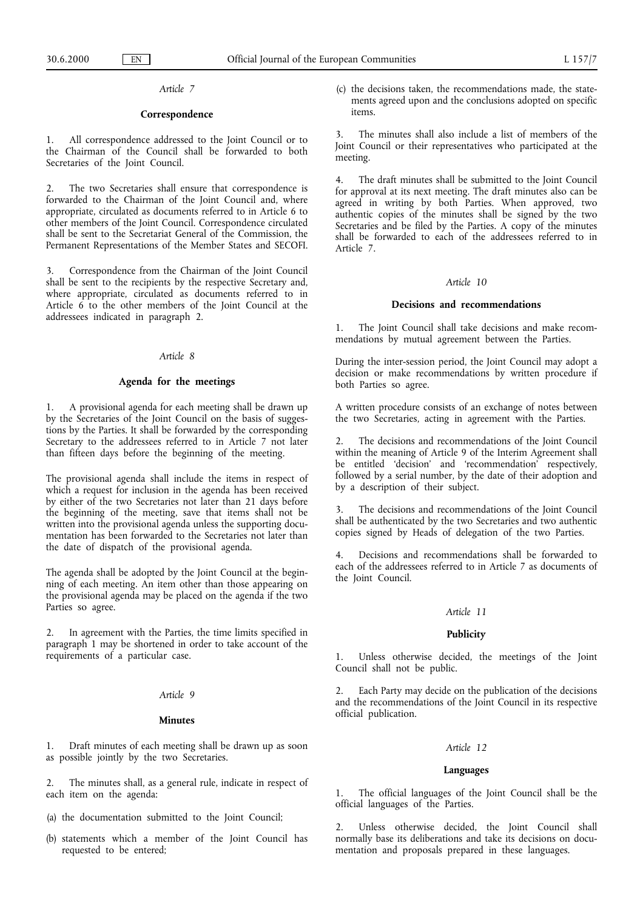*Article 7*

**Correspondence**

1. All correspondence addressed to the Joint Council or to the Chairman of the Council shall be forwarded to both Secretaries of the Joint Council.

2. The two Secretaries shall ensure that correspondence is forwarded to the Chairman of the Joint Council and, where appropriate, circulated as documents referred to in Article 6 to other members of the Joint Council. Correspondence circulated shall be sent to the Secretariat General of the Commission, the Permanent Representations of the Member States and SECOFI.

3. Correspondence from the Chairman of the Joint Council shall be sent to the recipients by the respective Secretary and, where appropriate, circulated as documents referred to in Article 6 to the other members of the Joint Council at the addressees indicated in paragraph 2.

*Article 8*

**Agenda for the meetings**

1. A provisional agenda for each meeting shall be drawn up by the Secretaries of the Joint Council on the basis of suggestions by the Parties. It shall be forwarded by the corresponding Secretary to the addressees referred to in Article 7 not later than fifteen days before the beginning of the meeting.

The provisional agenda shall include the items in respect of which a request for inclusion in the agenda has been received by either of the two Secretaries not later than 21 days before the beginning of the meeting, save that items shall not be written into the provisional agenda unless the supporting documentation has been forwarded to the Secretaries not later than the date of dispatch of the provisional agenda.

The agenda shall be adopted by the Joint Council at the beginning of each meeting. An item other than those appearing on the provisional agenda may be placed on the agenda if the two Parties so agree.

2. In agreement with the Parties, the time limits specified in paragraph 1 may be shortened in order to take account of the requirements of a particular case.

*Article 9*

**Minutes**

1. Draft minutes of each meeting shall be drawn up as soon as possible jointly by the two Secretaries.

2. The minutes shall, as a general rule, indicate in respect of each item on the agenda:

(a) the documentation submitted to the Joint Council;

(b) statements which a member of the Joint Council has requested to be entered;

(c) the decisions taken, the recommendations made, the statements agreed upon and the conclusions adopted on specific items.

3. The minutes shall also include a list of members of the Joint Council or their representatives who participated at the meeting.

4. The draft minutes shall be submitted to the Joint Council for approval at its next meeting. The draft minutes also can be agreed in writing by both Parties. When approved, two authentic copies of the minutes shall be signed by the two Secretaries and be filed by the Parties. A copy of the minutes shall be forwarded to each of the addressees referred to in Article 7.

*Article 10*

**Decisions and recommendations**

1. The Joint Council shall take decisions and make recommendations by mutual agreement between the Parties.

During the inter-session period, the Joint Council may adopt a decision or make recommendations by written procedure if both Parties so agree.

A written procedure consists of an exchange of notes between the two Secretaries, acting in agreement with the Parties.

2. The decisions and recommendations of the Joint Council within the meaning of Article 9 of the Interim Agreement shall be entitled 'decision' and 'recommendation' respectively, followed by a serial number, by the date of their adoption and by a description of their subject.

3. The decisions and recommendations of the Joint Council shall be authenticated by the two Secretaries and two authentic copies signed by Heads of delegation of the two Parties.

4. Decisions and recommendations shall be forwarded to each of the addressees referred to in Article 7 as documents of the Joint Council.

*Article 11*

**Publicity**

1. Unless otherwise decided, the meetings of the Joint Council shall not be public.

2. Each Party may decide on the publication of the decisions and the recommendations of the Joint Council in its respective official publication.

*Article 12*

**Languages**

1. The official languages of the Joint Council shall be the official languages of the Parties.

2. Unless otherwise decided, the Joint Council shall normally base its deliberations and take its decisions on documentation and proposals prepared in these languages.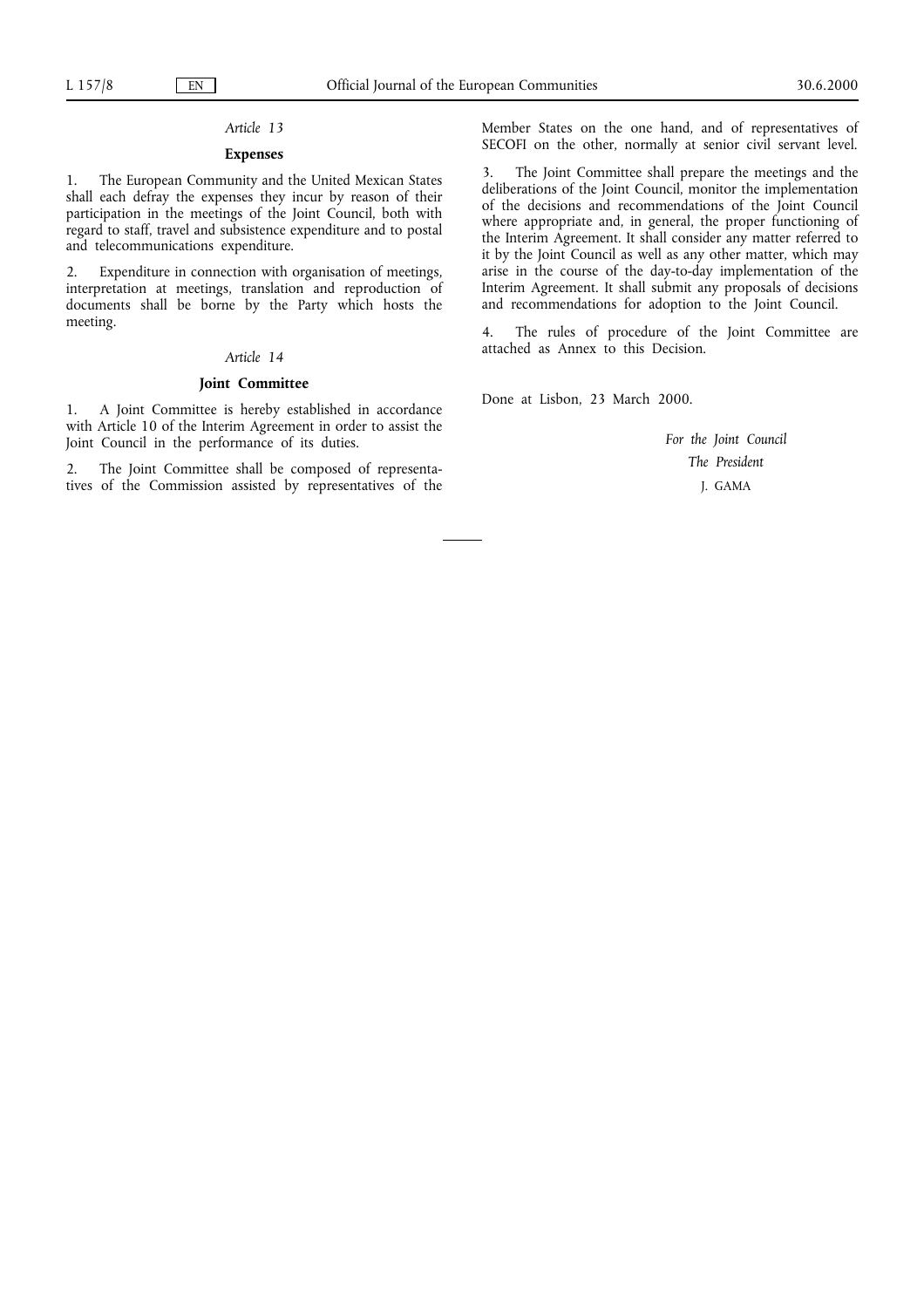*Article 13*

**Expenses**

1. The European Community and the United Mexican States shall each defray the expenses they incur by reason of their participation in the meetings of the Joint Council, both with regard to staff, travel and subsistence expenditure and to postal and telecommunications expenditure.

2. Expenditure in connection with organisation of meetings, interpretation at meetings, translation and reproduction of documents shall be borne by the Party which hosts the meeting.

*Article 14*

**Joint Committee**

1. A Joint Committee is hereby established in accordance with Article 10 of the Interim Agreement in order to assist the Joint Council in the performance of its duties.

2. The Joint Committee shall be composed of representatives of the Commission assisted by representatives of the Member States on the one hand, and of representatives of SECOFI on the other, normally at senior civil servant level.

3. The Joint Committee shall prepare the meetings and the deliberations of the Joint Council, monitor the implementation of the decisions and recommendations of the Joint Council where appropriate and, in general, the proper functioning of the Interim Agreement. It shall consider any matter referred to it by the Joint Council as well as any other matter, which may arise in the course of the day-to-day implementation of the Interim Agreement. It shall submit any proposals of decisions and recommendations for adoption to the Joint Council.

4. The rules of procedure of the Joint Committee are attached as Annex to this Decision.

Done at Lisbon, 23 March 2000.

*For the Joint Council*

*The President*

J. GAMA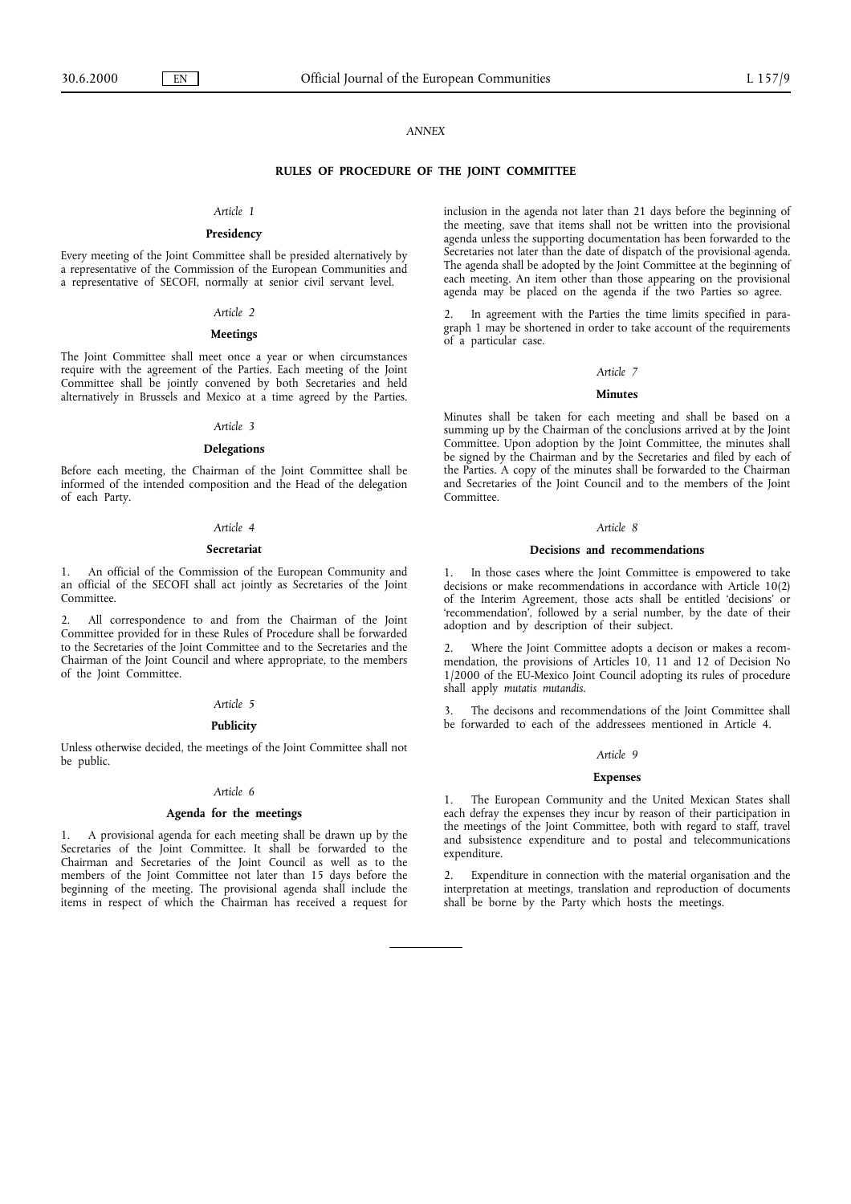*ANNEX*

## RULES OF PROCEDURE OF THE JOINT COMMITTEE

*Article 1*

**Presidency**

Every meeting of the Joint Committee shall be presided alternatively by a representative of the Commission of the European Communities and a representative of SECOFI, normally at senior civil servant level.

*Article 2*

**Meetings**

The Joint Committee shall meet once a year or when circumstances require with the agreement of the Parties. Each meeting of the Joint Committee shall be jointly convened by both Secretaries and held alternatively in Brussels and Mexico at a time agreed by the Parties.

*Article 3*

**Delegations**

Before each meeting, the Chairman of the Joint Committee shall be informed of the intended composition and the Head of the delegation of each Party.

*Article 4*

**Secretariat**

1. An official of the Commission of the European Community and an official of the SECOFI shall act jointly as Secretaries of the Joint Committee.

2. All correspondence to and from the Chairman of the Joint Committee provided for in these Rules of Procedure shall be forwarded to the Secretaries of the Joint Committee and to the Secretaries and the Chairman of the Joint Council and where appropriate, to the members of the Joint Committee.

*Article 5*

**Publicity**

Unless otherwise decided, the meetings of the Joint Committee shall not be public.

*Article 6*

**Agenda for the meetings**

1. A provisional agenda for each meeting shall be drawn up by the Secretaries of the Joint Committee. It shall be forwarded to the Chairman and Secretaries of the Joint Council as well as to the members of the Joint Committee not later than 15 days before the beginning of the meeting. The provisional agenda shall include the items in respect of which the Chairman has received a request for inclusion in the agenda not later than 21 days before the beginning of the meeting, save that items shall not be written into the provisional agenda unless the supporting documentation has been forwarded to the Secretaries not later than the date of dispatch of the provisional agenda. The agenda shall be adopted by the Joint Committee at the beginning of each meeting. An item other than those appearing on the provisional agenda may be placed on the agenda if the two Parties so agree.

2. In agreement with the Parties the time limits specified in paragraph 1 may be shortened in order to take account of the requirements of a particular case.

*Article 7*

**Minutes**

Minutes shall be taken for each meeting and shall be based on a summing up by the Chairman of the conclusions arrived at by the Joint Committee. Upon adoption by the Joint Committee, the minutes shall be signed by the Chairman and by the Secretaries and filed by each of the Parties. A copy of the minutes shall be forwarded to the Chairman and Secretaries of the Joint Council and to the members of the Joint Committee.

*Article 8*

**Decisions and recommendations**

1. In those cases where the Joint Committee is empowered to take decisions or make recommendations in accordance with Article 10(2) of the Interim Agreement, those acts shall be entitled 'decisions' or 'recommendation', followed by a serial number, by the date of their adoption and by description of their subject.

2. Where the Joint Committee adopts a decison or makes a recommendation, the provisions of Articles 10, 11 and 12 of Decision No 1/2000 of the EU-Mexico Joint Council adopting its rules of procedure shall apply *mutatis mutandis*.

3. The decisons and recommendations of the Joint Committee shall be forwarded to each of the addressees mentioned in Article 4.

*Article 9*

**Expenses**

1. The European Community and the United Mexican States shall each defray the expenses they incur by reason of their participation in the meetings of the Joint Committee, both with regard to staff, travel and subsistence expenditure and to postal and telecommunications expenditure.

2. Expenditure in connection with the material organisation and the interpretation at meetings, translation and reproduction of documents shall be borne by the Party which hosts the meetings.